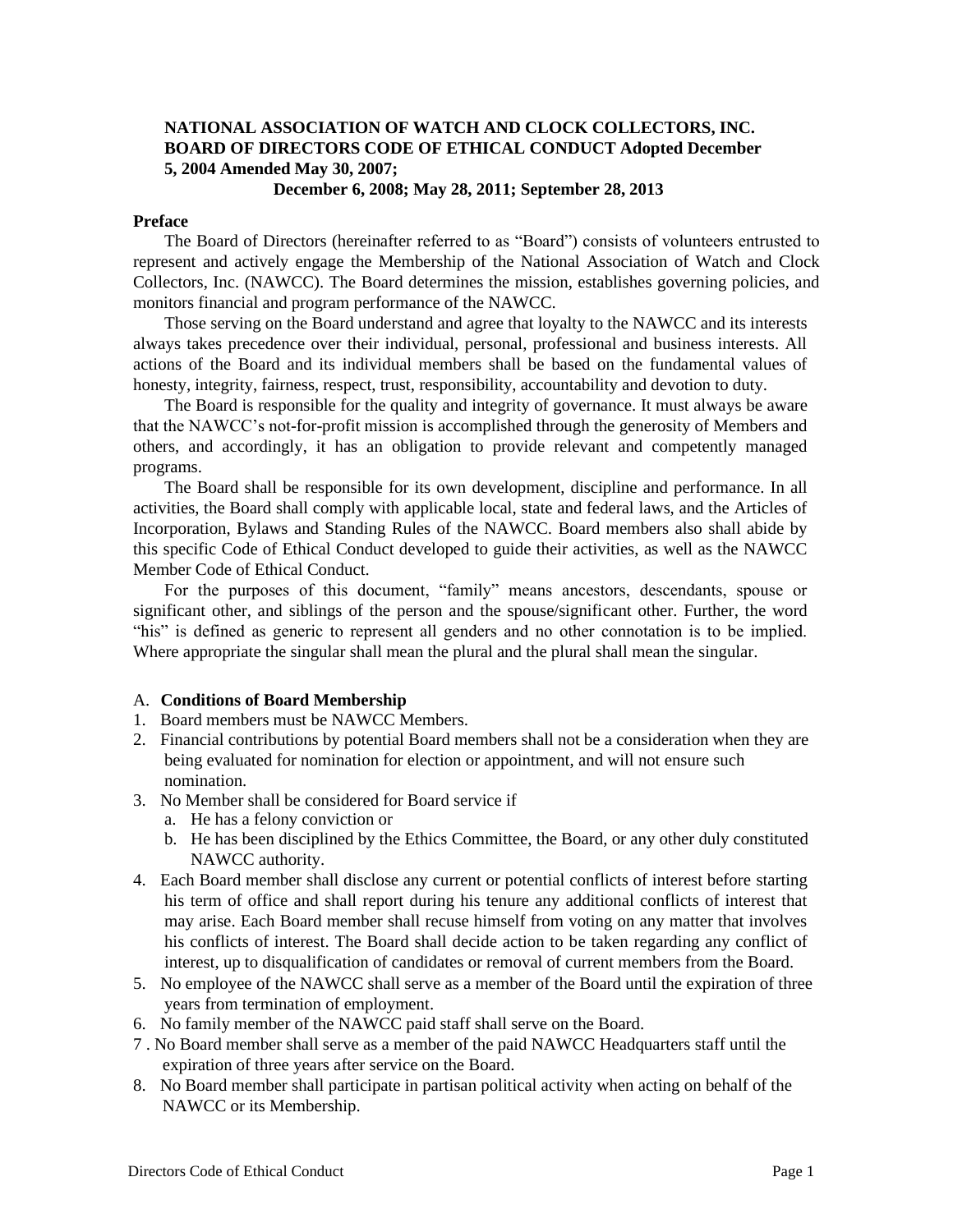**NATIONAL ASSOCIATION OF WATCH AND CLOCK COLLECTORS, INC. BOARD OF DIRECTORS CODE OF ETHICAL CONDUCT Adopted December 5, 2004 Amended May 30, 2007; December 6, 2008; May 28, 2011; September 28, 2013**

**Preface**

The Board of Directors (hereinafter referred to as "Board") consists of volunteers entrusted to represent and actively engage the Membership of the National Association of Watch and Clock Collectors, Inc. (NAWCC). The Board determines the mission, establishes governing policies, and monitors financial and program performance of the NAWCC.

Those serving on the Board understand and agree that loyalty to the NAWCC and its interests always takes precedence over their individual, personal, professional and business interests. All actions of the Board and its individual members shall be based on the fundamental values of honesty, integrity, fairness, respect, trust, responsibility, accountability and devotion to duty.

The Board is responsible for the quality and integrity of governance. It must always be aware that the NAWCC's not-for-profit mission is accomplished through the generosity of Members and others, and accordingly, it has an obligation to provide relevant and competently managed programs.

The Board shall be responsible for its own development, discipline and performance. In all activities, the Board shall comply with applicable local, state and federal laws, and the Articles of Incorporation, Bylaws and Standing Rules of the NAWCC. Board members also shall abide by this specific Code of Ethical Conduct developed to guide their activities, as well as the NAWCC Member Code of Ethical Conduct.

For the purposes of this document, "family" means ancestors, descendants, spouse or significant other, and siblings of the person and the spouse/significant other. Further, the word "his" is defined as generic to represent all genders and no other connotation is to be implied. Where appropriate the singular shall mean the plural and the plural shall mean the singular.

A. **Conditions of Board Membership**

1. Board members must be NAWCC Members.
2. Financial contributions by potential Board members shall not be a consideration when they are being evaluated for nomination for election or appointment, and will not ensure such nomination.
3. No Member shall be considered for Board service if
   a. He has a felony conviction or
   b. He has been disciplined by the Ethics Committee, the Board, or any other duly constituted NAWCC authority.
4. Each Board member shall disclose any current or potential conflicts of interest before starting his term of office and shall report during his tenure any additional conflicts of interest that may arise. Each Board member shall recuse himself from voting on any matter that involves his conflicts of interest. The Board shall decide action to be taken regarding any conflict of interest, up to disqualification of candidates or removal of current members from the Board.
5. No employee of the NAWCC shall serve as a member of the Board until the expiration of three years from termination of employment.
6. No family member of the NAWCC paid staff shall serve on the Board.
7. No Board member shall serve as a member of the paid NAWCC Headquarters staff until the expiration of three years after service on the Board.
8. No Board member shall participate in partisan political activity when acting on behalf of the NAWCC or its Membership.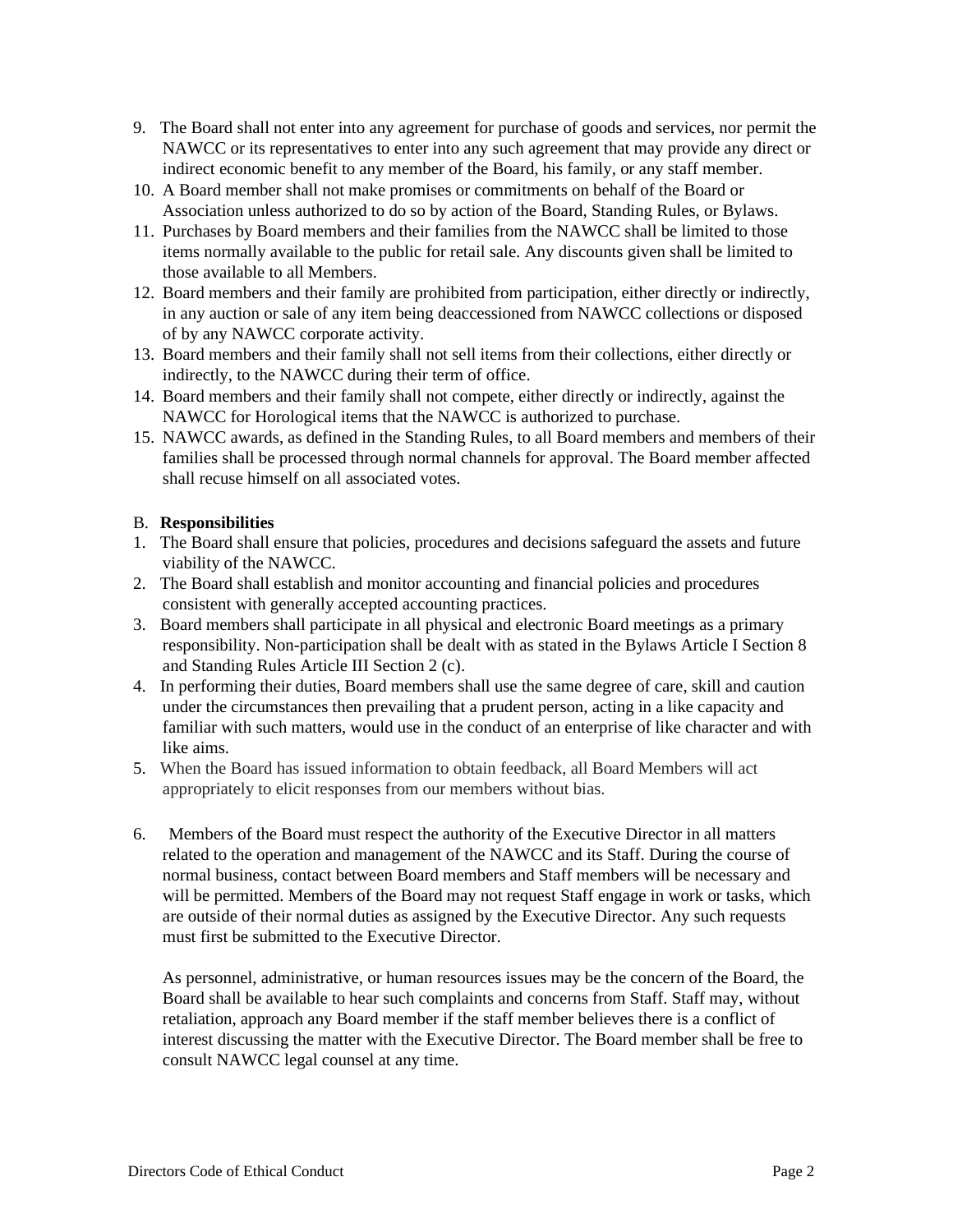9. The Board shall not enter into any agreement for purchase of goods and services, nor permit the NAWCC or its representatives to enter into any such agreement that may provide any direct or indirect economic benefit to any member of the Board, his family, or any staff member.
10. A Board member shall not make promises or commitments on behalf of the Board or Association unless authorized to do so by action of the Board, Standing Rules, or Bylaws.
11. Purchases by Board members and their families from the NAWCC shall be limited to those items normally available to the public for retail sale. Any discounts given shall be limited to those available to all Members.
12. Board members and their family are prohibited from participation, either directly or indirectly, in any auction or sale of any item being deaccessioned from NAWCC collections or disposed of by any NAWCC corporate activity.
13. Board members and their family shall not sell items from their collections, either directly or indirectly, to the NAWCC during their term of office.
14. Board members and their family shall not compete, either directly or indirectly, against the NAWCC for Horological items that the NAWCC is authorized to purchase.
15. NAWCC awards, as defined in the Standing Rules, to all Board members and members of their families shall be processed through normal channels for approval. The Board member affected shall recuse himself on all associated votes.

B. **Responsibilities**

1. The Board shall ensure that policies, procedures and decisions safeguard the assets and future viability of the NAWCC.
2. The Board shall establish and monitor accounting and financial policies and procedures consistent with generally accepted accounting practices.
3. Board members shall participate in all physical and electronic Board meetings as a primary responsibility. Non-participation shall be dealt with as stated in the Bylaws Article I Section 8 and Standing Rules Article III Section 2 (c).
4. In performing their duties, Board members shall use the same degree of care, skill and caution under the circumstances then prevailing that a prudent person, acting in a like capacity and familiar with such matters, would use in the conduct of an enterprise of like character and with like aims.
5. When the Board has issued information to obtain feedback, all Board Members will act appropriately to elicit responses from our members without bias.
6. Members of the Board must respect the authority of the Executive Director in all matters related to the operation and management of the NAWCC and its Staff. During the course of normal business, contact between Board members and Staff members will be necessary and will be permitted. Members of the Board may not request Staff engage in work or tasks, which are outside of their normal duties as assigned by the Executive Director. Any such requests must first be submitted to the Executive Director.

   As personnel, administrative, or human resources issues may be the concern of the Board, the Board shall be available to hear such complaints and concerns from Staff. Staff may, without retaliation, approach any Board member if the staff member believes there is a conflict of interest discussing the matter with the Executive Director. The Board member shall be free to consult NAWCC legal counsel at any time.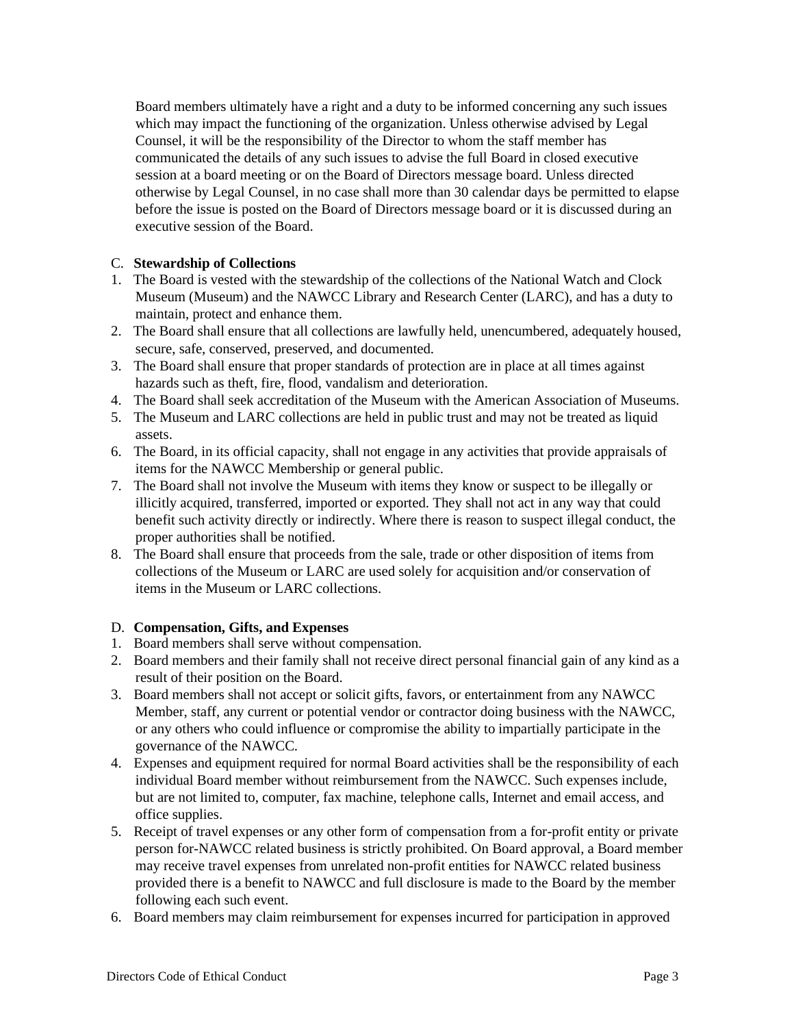Board members ultimately have a right and a duty to be informed concerning any such issues which may impact the functioning of the organization. Unless otherwise advised by Legal Counsel, it will be the responsibility of the Director to whom the staff member has communicated the details of any such issues to advise the full Board in closed executive session at a board meeting or on the Board of Directors message board. Unless directed otherwise by Legal Counsel, in no case shall more than 30 calendar days be permitted to elapse before the issue is posted on the Board of Directors message board or it is discussed during an executive session of the Board.

C. **Stewardship of Collections**

1. The Board is vested with the stewardship of the collections of the National Watch and Clock Museum (Museum) and the NAWCC Library and Research Center (LARC), and has a duty to maintain, protect and enhance them.
2. The Board shall ensure that all collections are lawfully held, unencumbered, adequately housed, secure, safe, conserved, preserved, and documented.
3. The Board shall ensure that proper standards of protection are in place at all times against hazards such as theft, fire, flood, vandalism and deterioration.
4. The Board shall seek accreditation of the Museum with the American Association of Museums.
5. The Museum and LARC collections are held in public trust and may not be treated as liquid assets.
6. The Board, in its official capacity, shall not engage in any activities that provide appraisals of items for the NAWCC Membership or general public.
7. The Board shall not involve the Museum with items they know or suspect to be illegally or illicitly acquired, transferred, imported or exported. They shall not act in any way that could benefit such activity directly or indirectly. Where there is reason to suspect illegal conduct, the proper authorities shall be notified.
8. The Board shall ensure that proceeds from the sale, trade or other disposition of items from collections of the Museum or LARC are used solely for acquisition and/or conservation of items in the Museum or LARC collections.

D. **Compensation, Gifts, and Expenses**

1. Board members shall serve without compensation.
2. Board members and their family shall not receive direct personal financial gain of any kind as a result of their position on the Board.
3. Board members shall not accept or solicit gifts, favors, or entertainment from any NAWCC Member, staff, any current or potential vendor or contractor doing business with the NAWCC, or any others who could influence or compromise the ability to impartially participate in the governance of the NAWCC.
4. Expenses and equipment required for normal Board activities shall be the responsibility of each individual Board member without reimbursement from the NAWCC. Such expenses include, but are not limited to, computer, fax machine, telephone calls, Internet and email access, and office supplies.
5. Receipt of travel expenses or any other form of compensation from a for-profit entity or private person for-NAWCC related business is strictly prohibited. On Board approval, a Board member may receive travel expenses from unrelated non-profit entities for NAWCC related business provided there is a benefit to NAWCC and full disclosure is made to the Board by the member following each such event.
6. Board members may claim reimbursement for expenses incurred for participation in approved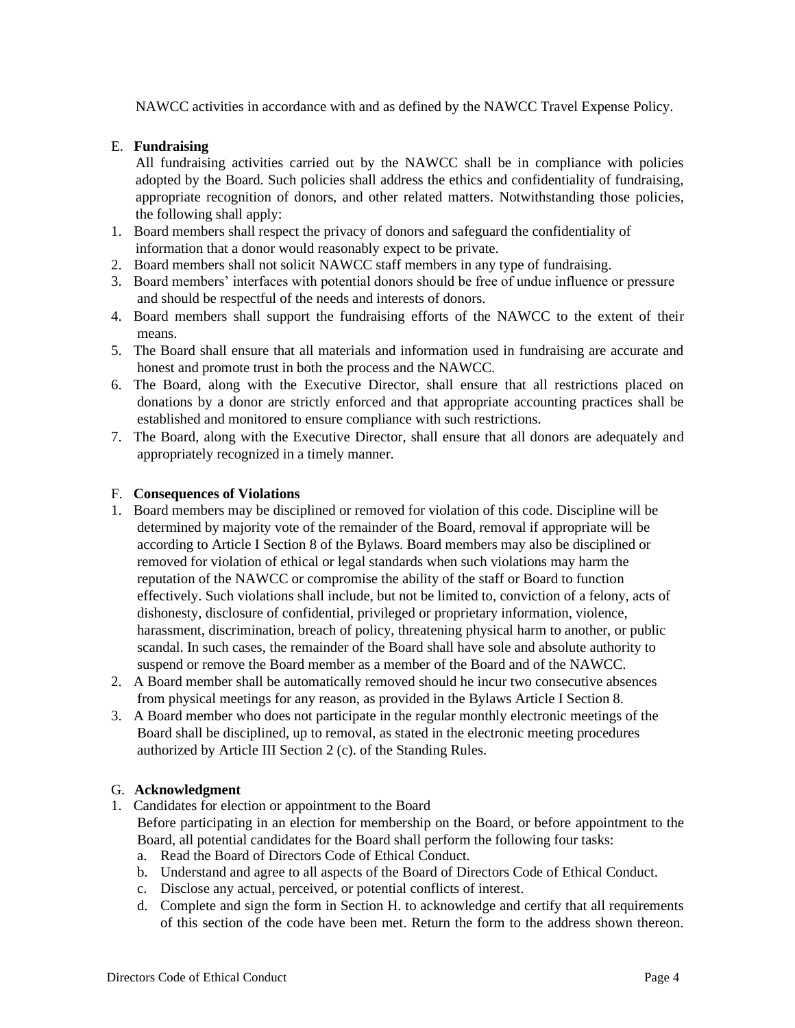NAWCC activities in accordance with and as defined by the NAWCC Travel Expense Policy.

E. **Fundraising**

All fundraising activities carried out by the NAWCC shall be in compliance with policies adopted by the Board. Such policies shall address the ethics and confidentiality of fundraising, appropriate recognition of donors, and other related matters. Notwithstanding those policies, the following shall apply:

1. Board members shall respect the privacy of donors and safeguard the confidentiality of information that a donor would reasonably expect to be private.
2. Board members shall not solicit NAWCC staff members in any type of fundraising.
3. Board members' interfaces with potential donors should be free of undue influence or pressure and should be respectful of the needs and interests of donors.
4. Board members shall support the fundraising efforts of the NAWCC to the extent of their means.
5. The Board shall ensure that all materials and information used in fundraising are accurate and honest and promote trust in both the process and the NAWCC.
6. The Board, along with the Executive Director, shall ensure that all restrictions placed on donations by a donor are strictly enforced and that appropriate accounting practices shall be established and monitored to ensure compliance with such restrictions.
7. The Board, along with the Executive Director, shall ensure that all donors are adequately and appropriately recognized in a timely manner.

F. **Consequences of Violations**

1. Board members may be disciplined or removed for violation of this code. Discipline will be determined by majority vote of the remainder of the Board, removal if appropriate will be according to Article I Section 8 of the Bylaws. Board members may also be disciplined or removed for violation of ethical or legal standards when such violations may harm the reputation of the NAWCC or compromise the ability of the staff or Board to function effectively. Such violations shall include, but not be limited to, conviction of a felony, acts of dishonesty, disclosure of confidential, privileged or proprietary information, violence, harassment, discrimination, breach of policy, threatening physical harm to another, or public scandal. In such cases, the remainder of the Board shall have sole and absolute authority to suspend or remove the Board member as a member of the Board and of the NAWCC.
2. A Board member shall be automatically removed should he incur two consecutive absences from physical meetings for any reason, as provided in the Bylaws Article I Section 8.
3. A Board member who does not participate in the regular monthly electronic meetings of the Board shall be disciplined, up to removal, as stated in the electronic meeting procedures authorized by Article III Section 2 (c). of the Standing Rules.

G. **Acknowledgment**

1. Candidates for election or appointment to the Board

   Before participating in an election for membership on the Board, or before appointment to the Board, all potential candidates for the Board shall perform the following four tasks:

   a. Read the Board of Directors Code of Ethical Conduct.
   b. Understand and agree to all aspects of the Board of Directors Code of Ethical Conduct.
   c. Disclose any actual, perceived, or potential conflicts of interest.
   d. Complete and sign the form in Section H. to acknowledge and certify that all requirements of this section of the code have been met. Return the form to the address shown thereon.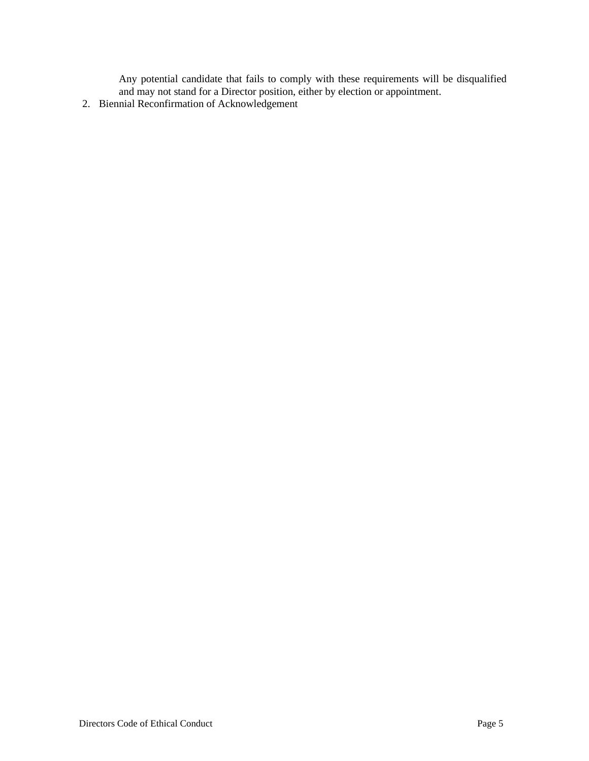Any potential candidate that fails to comply with these requirements will be disqualified and may not stand for a Director position, either by election or appointment.

2. Biennial Reconfirmation of Acknowledgement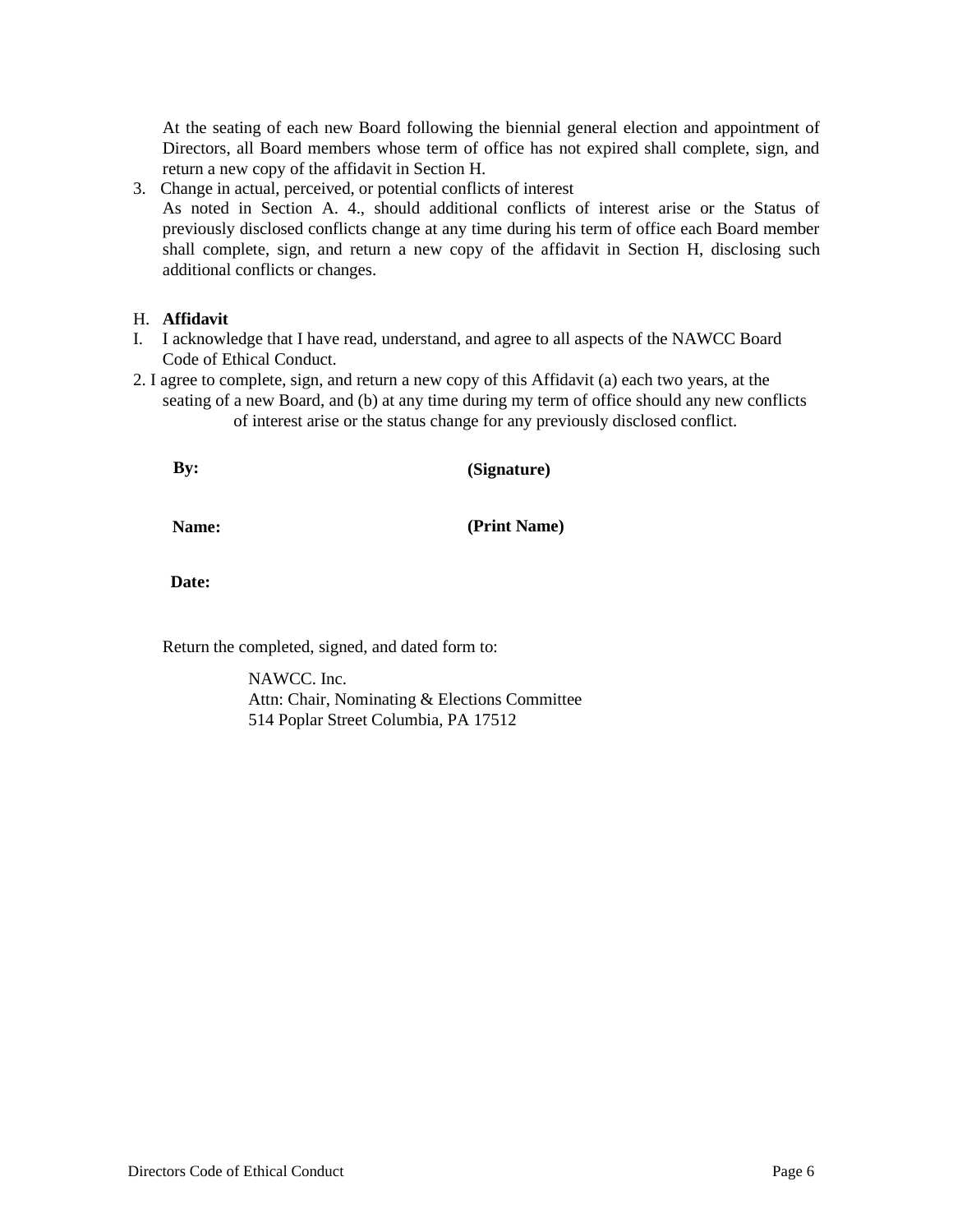At the seating of each new Board following the biennial general election and appointment of Directors, all Board members whose term of office has not expired shall complete, sign, and return a new copy of the affidavit in Section H.

3. Change in actual, perceived, or potential conflicts of interest
   As noted in Section A. 4., should additional conflicts of interest arise or the Status of previously disclosed conflicts change at any time during his term of office each Board member shall complete, sign, and return a new copy of the affidavit in Section H, disclosing such additional conflicts or changes.

H. **Affidavit**

I. I acknowledge that I have read, understand, and agree to all aspects of the NAWCC Board Code of Ethical Conduct.

2. I agree to complete, sign, and return a new copy of this Affidavit (a) each two years, at the seating of a new Board, and (b) at any time during my term of office should any new conflicts of interest arise or the status change for any previously disclosed conflict.

**By:** **(Signature)**

**Name:** **(Print Name)**

**Date:**

Return the completed, signed, and dated form to:

NAWCC. Inc.
Attn: Chair, Nominating & Elections Committee
514 Poplar Street Columbia, PA 17512